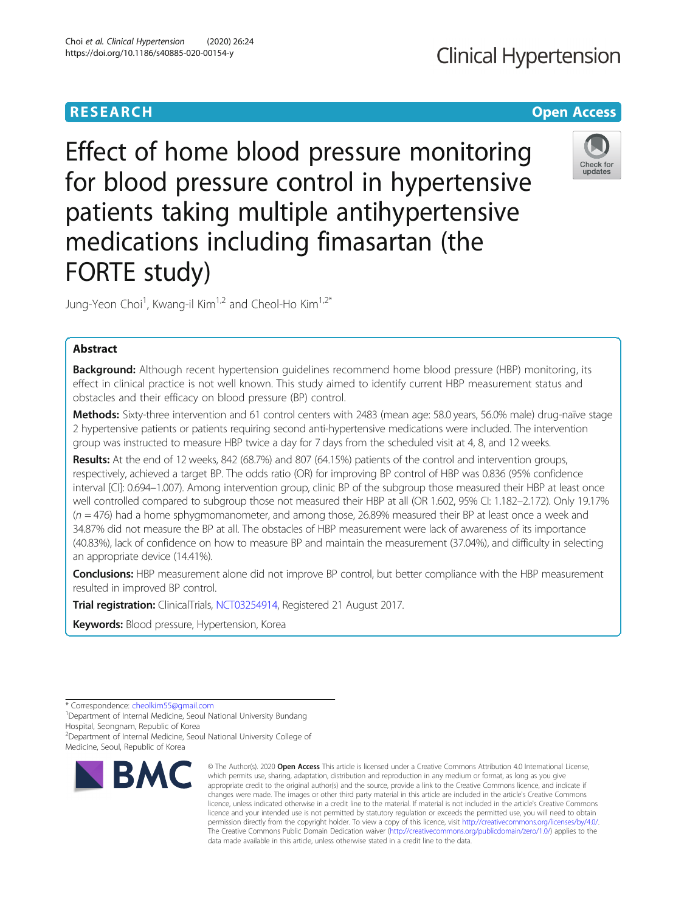RESEARCH | Open Access

# Effect of home blood pressure monitoring for blood pressure control in hypertensive patients taking multiple antihypertensive medications including fimasartan (the FORTE study)

Jung-Yeon Choi[1], Kwang-il Kim[1,2] and Cheol-Ho Kim[1,2*]

## Abstract

**Background:** Although recent hypertension guidelines recommend home blood pressure (HBP) monitoring, its effect in clinical practice is not well known. This study aimed to identify current HBP measurement status and obstacles and their efficacy on blood pressure (BP) control.

**Methods:** Sixty-three intervention and 61 control centers with 2483 (mean age: 58.0 years, 56.0% male) drug-naïve stage 2 hypertensive patients or patients requiring second anti-hypertensive medications were included. The intervention group was instructed to measure HBP twice a day for 7 days from the scheduled visit at 4, 8, and 12 weeks.

**Results:** At the end of 12 weeks, 842 (68.7%) and 807 (64.15%) patients of the control and intervention groups, respectively, achieved a target BP. The odds ratio (OR) for improving BP control of HBP was 0.836 (95% confidence interval [CI]: 0.694–1.007). Among intervention group, clinic BP of the subgroup those measured their HBP at least once well controlled compared to subgroup those not measured their HBP at all (OR 1.602, 95% CI: 1.182–2.172). Only 19.17% ($n = 476$) had a home sphygmomanometer, and among those, 26.89% measured their BP at least once a week and 34.87% did not measure the BP at all. The obstacles of HBP measurement were lack of awareness of its importance (40.83%), lack of confidence on how to measure BP and maintain the measurement (37.04%), and difficulty in selecting an appropriate device (14.41%).

**Conclusions:** HBP measurement alone did not improve BP control, but better compliance with the HBP measurement resulted in improved BP control.

**Trial registration:** ClinicalTrials, NCT03254914, Registered 21 August 2017.

**Keywords:** Blood pressure, Hypertension, Korea

---

* Correspondence: cheolkim55@gmail.com
[1]Department of Internal Medicine, Seoul National University Bundang Hospital, Seongnam, Republic of Korea
[2]Department of Internal Medicine, Seoul National University College of Medicine, Seoul, Republic of Korea

© The Author(s). 2020 **Open Access** This article is licensed under a Creative Commons Attribution 4.0 International License, which permits use, sharing, adaptation, distribution and reproduction in any medium or format, as long as you give appropriate credit to the original author(s) and the source, provide a link to the Creative Commons licence, and indicate if changes were made. The images or other third party material in this article are included in the article's Creative Commons licence, unless indicated otherwise in a credit line to the material. If material is not included in the article's Creative Commons licence and your intended use is not permitted by statutory regulation or exceeds the permitted use, you will need to obtain permission directly from the copyright holder. To view a copy of this licence, visit http://creativecommons.org/licenses/by/4.0/. The Creative Commons Public Domain Dedication waiver (http://creativecommons.org/publicdomain/zero/1.0/) applies to the data made available in this article, unless otherwise stated in a credit line to the data.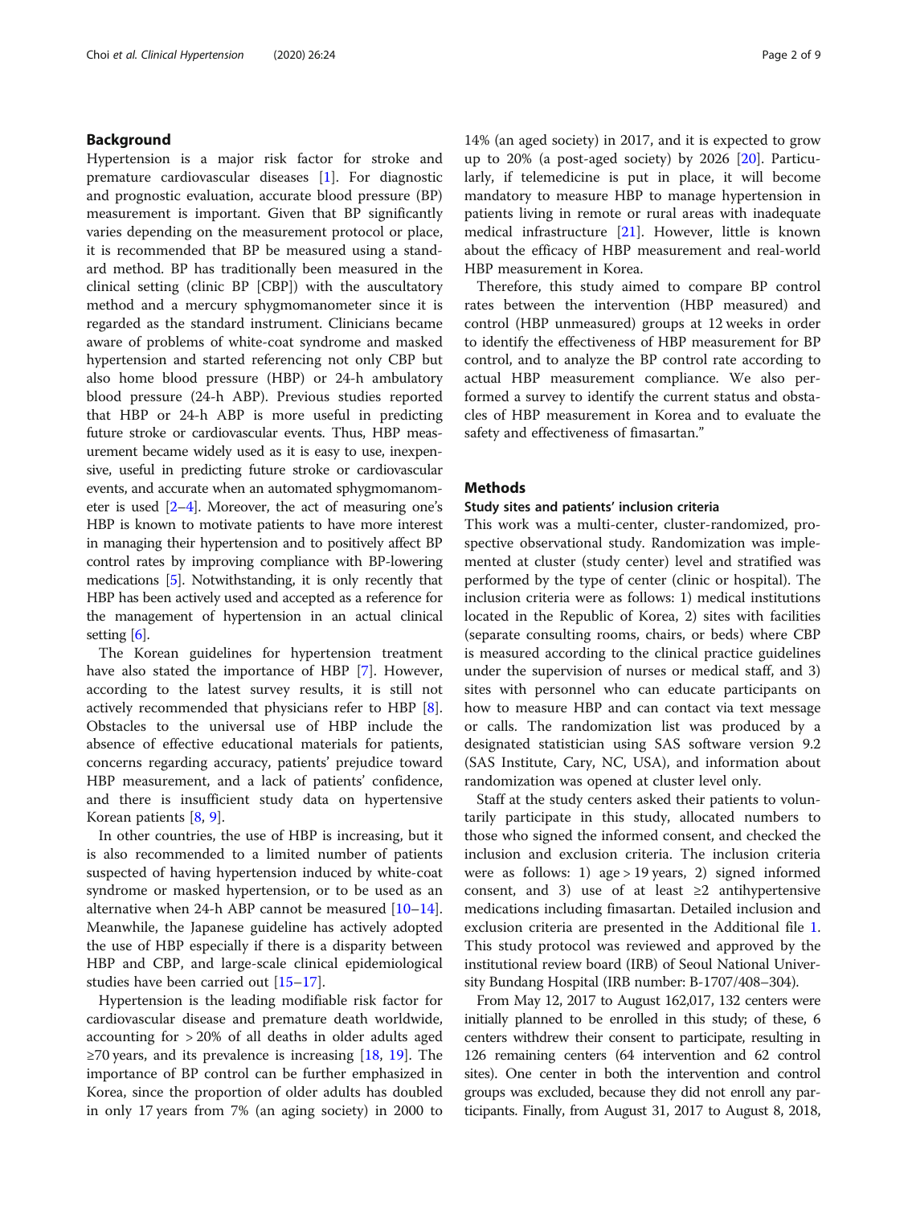## Background

Hypertension is a major risk factor for stroke and premature cardiovascular diseases [1]. For diagnostic and prognostic evaluation, accurate blood pressure (BP) measurement is important. Given that BP significantly varies depending on the measurement protocol or place, it is recommended that BP be measured using a standard method. BP has traditionally been measured in the clinical setting (clinic BP [CBP]) with the auscultatory method and a mercury sphygmomanometer since it is regarded as the standard instrument. Clinicians became aware of problems of white-coat syndrome and masked hypertension and started referencing not only CBP but also home blood pressure (HBP) or 24-h ambulatory blood pressure (24-h ABP). Previous studies reported that HBP or 24-h ABP is more useful in predicting future stroke or cardiovascular events. Thus, HBP measurement became widely used as it is easy to use, inexpensive, useful in predicting future stroke or cardiovascular events, and accurate when an automated sphygmomanometer is used [2–4]. Moreover, the act of measuring one's HBP is known to motivate patients to have more interest in managing their hypertension and to positively affect BP control rates by improving compliance with BP-lowering medications [5]. Notwithstanding, it is only recently that HBP has been actively used and accepted as a reference for the management of hypertension in an actual clinical setting [6].

The Korean guidelines for hypertension treatment have also stated the importance of HBP [7]. However, according to the latest survey results, it is still not actively recommended that physicians refer to HBP [8]. Obstacles to the universal use of HBP include the absence of effective educational materials for patients, concerns regarding accuracy, patients' prejudice toward HBP measurement, and a lack of patients' confidence, and there is insufficient study data on hypertensive Korean patients [8, 9].

In other countries, the use of HBP is increasing, but it is also recommended to a limited number of patients suspected of having hypertension induced by white-coat syndrome or masked hypertension, or to be used as an alternative when 24-h ABP cannot be measured [10–14]. Meanwhile, the Japanese guideline has actively adopted the use of HBP especially if there is a disparity between HBP and CBP, and large-scale clinical epidemiological studies have been carried out [15–17].

Hypertension is the leading modifiable risk factor for cardiovascular disease and premature death worldwide, accounting for > 20% of all deaths in older adults aged ≥70 years, and its prevalence is increasing [18, 19]. The importance of BP control can be further emphasized in Korea, since the proportion of older adults has doubled in only 17 years from 7% (an aging society) in 2000 to 14% (an aged society) in 2017, and it is expected to grow up to 20% (a post-aged society) by 2026 [20]. Particularly, if telemedicine is put in place, it will become mandatory to measure HBP to manage hypertension in patients living in remote or rural areas with inadequate medical infrastructure [21]. However, little is known about the efficacy of HBP measurement and real-world HBP measurement in Korea.

Therefore, this study aimed to compare BP control rates between the intervention (HBP measured) and control (HBP unmeasured) groups at 12 weeks in order to identify the effectiveness of HBP measurement for BP control, and to analyze the BP control rate according to actual HBP measurement compliance. We also performed a survey to identify the current status and obstacles of HBP measurement in Korea and to evaluate the safety and effectiveness of fimasartan."

## Methods

### Study sites and patients' inclusion criteria

This work was a multi-center, cluster-randomized, prospective observational study. Randomization was implemented at cluster (study center) level and stratified was performed by the type of center (clinic or hospital). The inclusion criteria were as follows: 1) medical institutions located in the Republic of Korea, 2) sites with facilities (separate consulting rooms, chairs, or beds) where CBP is measured according to the clinical practice guidelines under the supervision of nurses or medical staff, and 3) sites with personnel who can educate participants on how to measure HBP and can contact via text message or calls. The randomization list was produced by a designated statistician using SAS software version 9.2 (SAS Institute, Cary, NC, USA), and information about randomization was opened at cluster level only.

Staff at the study centers asked their patients to voluntarily participate in this study, allocated numbers to those who signed the informed consent, and checked the inclusion and exclusion criteria. The inclusion criteria were as follows: 1) age > 19 years, 2) signed informed consent, and 3) use of at least ≥2 antihypertensive medications including fimasartan. Detailed inclusion and exclusion criteria are presented in the Additional file 1. This study protocol was reviewed and approved by the institutional review board (IRB) of Seoul National University Bundang Hospital (IRB number: B-1707/408–304).

From May 12, 2017 to August 162,017, 132 centers were initially planned to be enrolled in this study; of these, 6 centers withdrew their consent to participate, resulting in 126 remaining centers (64 intervention and 62 control sites). One center in both the intervention and control groups was excluded, because they did not enroll any participants. Finally, from August 31, 2017 to August 8, 2018,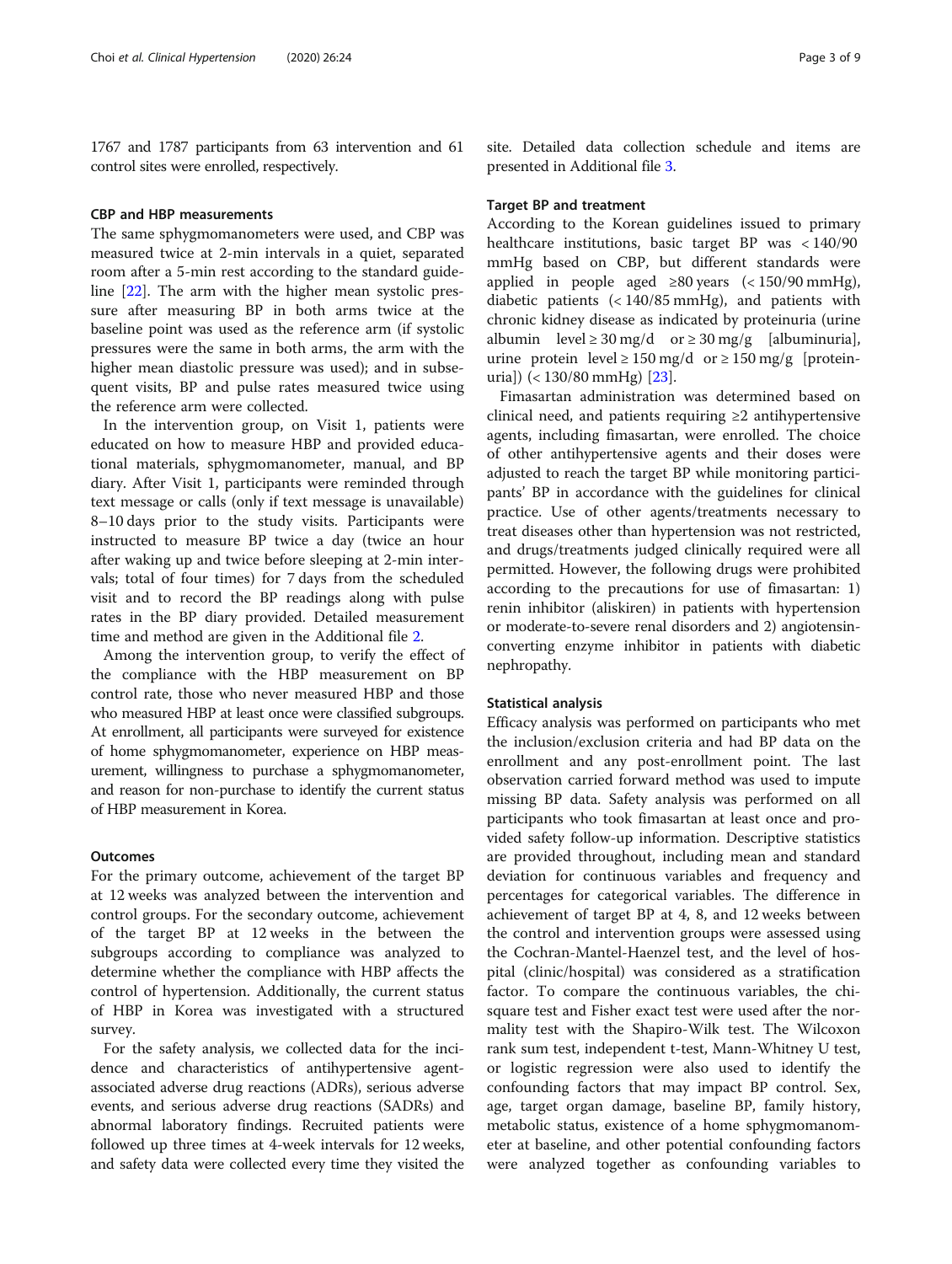1767 and 1787 participants from 63 intervention and 61 control sites were enrolled, respectively.

### CBP and HBP measurements

The same sphygmomanometers were used, and CBP was measured twice at 2-min intervals in a quiet, separated room after a 5-min rest according to the standard guideline [22]. The arm with the higher mean systolic pressure after measuring BP in both arms twice at the baseline point was used as the reference arm (if systolic pressures were the same in both arms, the arm with the higher mean diastolic pressure was used); and in subsequent visits, BP and pulse rates measured twice using the reference arm were collected.

In the intervention group, on Visit 1, patients were educated on how to measure HBP and provided educational materials, sphygmomanometer, manual, and BP diary. After Visit 1, participants were reminded through text message or calls (only if text message is unavailable) 8–10 days prior to the study visits. Participants were instructed to measure BP twice a day (twice an hour after waking up and twice before sleeping at 2-min intervals; total of four times) for 7 days from the scheduled visit and to record the BP readings along with pulse rates in the BP diary provided. Detailed measurement time and method are given in the Additional file 2.

Among the intervention group, to verify the effect of the compliance with the HBP measurement on BP control rate, those who never measured HBP and those who measured HBP at least once were classified subgroups. At enrollment, all participants were surveyed for existence of home sphygmomanometer, experience on HBP measurement, willingness to purchase a sphygmomanometer, and reason for non-purchase to identify the current status of HBP measurement in Korea.

### Outcomes

For the primary outcome, achievement of the target BP at 12 weeks was analyzed between the intervention and control groups. For the secondary outcome, achievement of the target BP at 12 weeks in the between the subgroups according to compliance was analyzed to determine whether the compliance with HBP affects the control of hypertension. Additionally, the current status of HBP in Korea was investigated with a structured survey.

For the safety analysis, we collected data for the incidence and characteristics of antihypertensive agent-associated adverse drug reactions (ADRs), serious adverse events, and serious adverse drug reactions (SADRs) and abnormal laboratory findings. Recruited patients were followed up three times at 4-week intervals for 12 weeks, and safety data were collected every time they visited the site. Detailed data collection schedule and items are presented in Additional file 3.

### Target BP and treatment

According to the Korean guidelines issued to primary healthcare institutions, basic target BP was < 140/90 mmHg based on CBP, but different standards were applied in people aged ≥80 years (< 150/90 mmHg), diabetic patients (< 140/85 mmHg), and patients with chronic kidney disease as indicated by proteinuria (urine albumin level ≥ 30 mg/d or ≥ 30 mg/g [albuminuria], urine protein level ≥ 150 mg/d or ≥ 150 mg/g [proteinuria]) (< 130/80 mmHg) [23].

Fimasartan administration was determined based on clinical need, and patients requiring ≥2 antihypertensive agents, including fimasartan, were enrolled. The choice of other antihypertensive agents and their doses were adjusted to reach the target BP while monitoring participants' BP in accordance with the guidelines for clinical practice. Use of other agents/treatments necessary to treat diseases other than hypertension was not restricted, and drugs/treatments judged clinically required were all permitted. However, the following drugs were prohibited according to the precautions for use of fimasartan: 1) renin inhibitor (aliskiren) in patients with hypertension or moderate-to-severe renal disorders and 2) angiotensin-converting enzyme inhibitor in patients with diabetic nephropathy.

### Statistical analysis

Efficacy analysis was performed on participants who met the inclusion/exclusion criteria and had BP data on the enrollment and any post-enrollment point. The last observation carried forward method was used to impute missing BP data. Safety analysis was performed on all participants who took fimasartan at least once and provided safety follow-up information. Descriptive statistics are provided throughout, including mean and standard deviation for continuous variables and frequency and percentages for categorical variables. The difference in achievement of target BP at 4, 8, and 12 weeks between the control and intervention groups were assessed using the Cochran-Mantel-Haenzel test, and the level of hospital (clinic/hospital) was considered as a stratification factor. To compare the continuous variables, the chi-square test and Fisher exact test were used after the normality test with the Shapiro-Wilk test. The Wilcoxon rank sum test, independent t-test, Mann-Whitney U test, or logistic regression were also used to identify the confounding factors that may impact BP control. Sex, age, target organ damage, baseline BP, family history, metabolic status, existence of a home sphygmomanometer at baseline, and other potential confounding factors were analyzed together as confounding variables to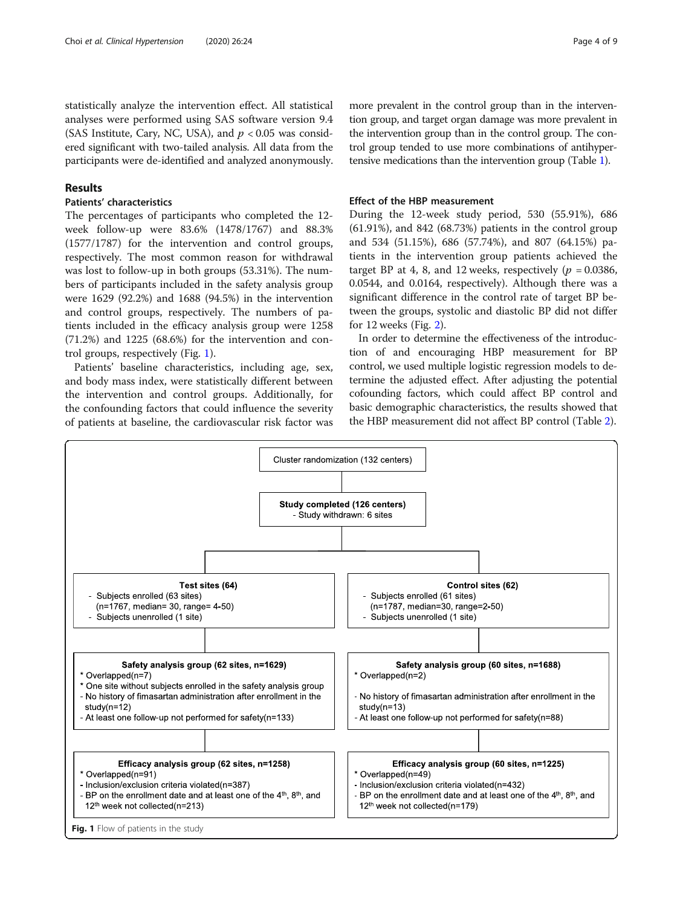statistically analyze the intervention effect. All statistical analyses were performed using SAS software version 9.4 (SAS Institute, Cary, NC, USA), and $p < 0.05$ was considered significant with two-tailed analysis. All data from the participants were de-identified and analyzed anonymously.

## Results

### Patients' characteristics

The percentages of participants who completed the 12-week follow-up were 83.6% (1478/1767) and 88.3% (1577/1787) for the intervention and control groups, respectively. The most common reason for withdrawal was lost to follow-up in both groups (53.31%). The numbers of participants included in the safety analysis group were 1629 (92.2%) and 1688 (94.5%) in the intervention and control groups, respectively. The numbers of patients included in the efficacy analysis group were 1258 (71.2%) and 1225 (68.6%) for the intervention and control groups, respectively (Fig. 1).

Patients' baseline characteristics, including age, sex, and body mass index, were statistically different between the intervention and control groups. Additionally, for the confounding factors that could influence the severity of patients at baseline, the cardiovascular risk factor was more prevalent in the control group than in the intervention group, and target organ damage was more prevalent in the intervention group than in the control group. The control group tended to use more combinations of antihypertensive medications than the intervention group (Table 1).

### Effect of the HBP measurement

During the 12-week study period, 530 (55.91%), 686 (61.91%), and 842 (68.73%) patients in the control group and 534 (51.15%), 686 (57.74%), and 807 (64.15%) patients in the intervention group patients achieved the target BP at 4, 8, and 12 weeks, respectively ($p$ = 0.0386, 0.0544, and 0.0164, respectively). Although there was a significant difference in the control rate of target BP between the groups, systolic and diastolic BP did not differ for 12 weeks (Fig. 2).

In order to determine the effectiveness of the introduction of and encouraging HBP measurement for BP control, we used multiple logistic regression models to determine the adjusted effect. After adjusting the potential cofounding factors, which could affect BP control and basic demographic characteristics, the results showed that the HBP measurement did not affect BP control (Table 2).

Cluster randomization (132 centers)

**Study completed (126 centers)**
- Study withdrawn: 6 sites

**Test sites (64)**
- Subjects enrolled (63 sites) (n=1767, median= 30, range= 4-50)
- Subjects unenrolled (1 site)

**Control sites (62)**
- Subjects enrolled (61 sites) (n=1787, median=30, range=2-50)
- Subjects unenrolled (1 site)

**Safety analysis group (62 sites, n=1629)**
* Overlapped(n=7)
* One site without subjects enrolled in the safety analysis group
- No history of fimasartan administration after enrollment in the study(n=12)
- At least one follow-up not performed for safety(n=133)

**Safety analysis group (60 sites, n=1688)**
* Overlapped(n=2)
- No history of fimasartan administration after enrollment in the study(n=13)
- At least one follow-up not performed for safety(n=88)

**Efficacy analysis group (62 sites, n=1258)**
* Overlapped(n=91)
- Inclusion/exclusion criteria violated(n=387)
- BP on the enrollment date and at least one of the 4th, 8th, and 12th week not collected(n=213)

**Efficacy analysis group (60 sites, n=1225)**
* Overlapped(n=49)
- Inclusion/exclusion criteria violated(n=432)
- BP on the enrollment date and at least one of the 4th, 8th, and 12th week not collected(n=179)

**Fig. 1** Flow of patients in the study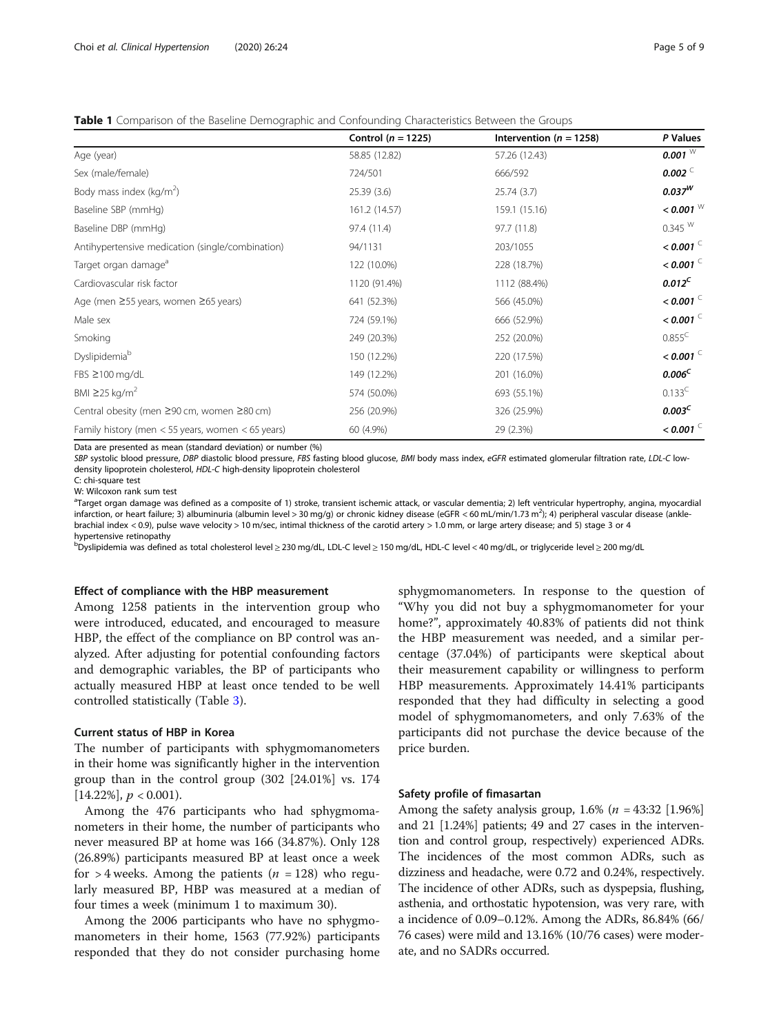**Table 1** Comparison of the Baseline Demographic and Confounding Characteristics Between the Groups

| | Control ($n$ = 1225) | Intervention ($n$ = 1258) | P Values |
|---|---|---|---|
| Age (year) | 58.85 (12.82) | 57.26 (12.43) | ***0.001*** [W] |
| Sex (male/female) | 724/501 | 666/592 | ***0.002*** [C] |
| Body mass index (kg/m$^2$) | 25.39 (3.6) | 25.74 (3.7) | ***0.037***[W] |
| Baseline SBP (mmHg) | 161.2 (14.57) | 159.1 (15.16) | ***< 0.001*** [W] |
| Baseline DBP (mmHg) | 97.4 (11.4) | 97.7 (11.8) | 0.345 [W] |
| Antihypertensive medication (single/combination) | 94/1131 | 203/1055 | ***< 0.001*** [C] |
| Target organ damage[a] | 122 (10.0%) | 228 (18.7%) | ***< 0.001*** [C] |
| Cardiovascular risk factor | 1120 (91.4%) | 1112 (88.4%) | ***0.012***[C] |
| Age (men ≥55 years, women ≥65 years) | 641 (52.3%) | 566 (45.0%) | ***< 0.001*** [C] |
| Male sex | 724 (59.1%) | 666 (52.9%) | ***< 0.001*** [C] |
| Smoking | 249 (20.3%) | 252 (20.0%) | 0.855[C] |
| Dyslipidemia[b] | 150 (12.2%) | 220 (17.5%) | ***< 0.001*** [C] |
| FBS ≥100 mg/dL | 149 (12.2%) | 201 (16.0%) | ***0.006***[C] |
| BMI ≥25 kg/m$^2$ | 574 (50.0%) | 693 (55.1%) | 0.133[C] |
| Central obesity (men ≥90 cm, women ≥80 cm) | 256 (20.9%) | 326 (25.9%) | ***0.003***[C] |
| Family history (men < 55 years, women < 65 years) | 60 (4.9%) | 29 (2.3%) | ***< 0.001*** [C] |

Data are presented as mean (standard deviation) or number (%)

*SBP* systolic blood pressure, *DBP* diastolic blood pressure, *FBS* fasting blood glucose, *BMI* body mass index, *eGFR* estimated glomerular filtration rate, *LDL-C* low-density lipoprotein cholesterol, *HDL-C* high-density lipoprotein cholesterol

C: chi-square test

W: Wilcoxon rank sum test

[a]Target organ damage was defined as a composite of 1) stroke, transient ischemic attack, or vascular dementia; 2) left ventricular hypertrophy, angina, myocardial infarction, or heart failure; 3) albuminuria (albumin level > 30 mg/g) or chronic kidney disease (eGFR < 60 mL/min/1.73 m$^2$); 4) peripheral vascular disease (ankle-brachial index < 0.9), pulse wave velocity > 10 m/sec, intimal thickness of the carotid artery > 1.0 mm, or large artery disease; and 5) stage 3 or 4 hypertensive retinopathy

[b]Dyslipidemia was defined as total cholesterol level ≥ 230 mg/dL, LDL-C level ≥ 150 mg/dL, HDL-C level < 40 mg/dL, or triglyceride level ≥ 200 mg/dL

### Effect of compliance with the HBP measurement

Among 1258 patients in the intervention group who were introduced, educated, and encouraged to measure HBP, the effect of the compliance on BP control was analyzed. After adjusting for potential confounding factors and demographic variables, the BP of participants who actually measured HBP at least once tended to be well controlled statistically (Table 3).

### Current status of HBP in Korea

The number of participants with sphygmomanometers in their home was significantly higher in the intervention group than in the control group (302 [24.01%] vs. 174 [14.22%], $p < 0.001$).

Among the 476 participants who had sphygmomanometers in their home, the number of participants who never measured BP at home was 166 (34.87%). Only 128 (26.89%) participants measured BP at least once a week for > 4 weeks. Among the patients ($n$ = 128) who regularly measured BP, HBP was measured at a median of four times a week (minimum 1 to maximum 30).

Among the 2006 participants who have no sphygmomanometers in their home, 1563 (77.92%) participants responded that they do not consider purchasing home sphygmomanometers. In response to the question of "Why you did not buy a sphygmomanometer for your home?", approximately 40.83% of patients did not think the HBP measurement was needed, and a similar percentage (37.04%) of participants were skeptical about their measurement capability or willingness to perform HBP measurements. Approximately 14.41% participants responded that they had difficulty in selecting a good model of sphygmomanometers, and only 7.63% of the participants did not purchase the device because of the price burden.

### Safety profile of fimasartan

Among the safety analysis group, 1.6% ($n$ = 43:32 [1.96%] and 21 [1.24%] patients; 49 and 27 cases in the intervention and control group, respectively) experienced ADRs. The incidences of the most common ADRs, such as dizziness and headache, were 0.72 and 0.24%, respectively. The incidence of other ADRs, such as dyspepsia, flushing, asthenia, and orthostatic hypotension, was very rare, with a incidence of 0.09–0.12%. Among the ADRs, 86.84% (66/76 cases) were mild and 13.16% (10/76 cases) were moderate, and no SADRs occurred.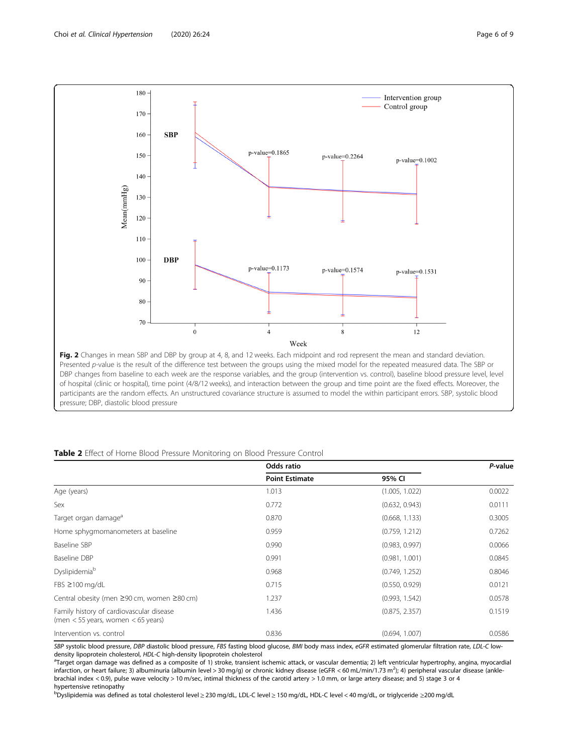**Fig. 2** Changes in mean SBP and DBP by group at 4, 8, and 12 weeks. Each midpoint and rod represent the mean and standard deviation. Presented *p*-value is the result of the difference test between the groups using the mixed model for the repeated measured data. The SBP or DBP changes from baseline to each week are the response variables, and the group (intervention vs. control), baseline blood pressure level, level of hospital (clinic or hospital), time point (4/8/12 weeks), and interaction between the group and time point are the fixed effects. Moreover, the participants are the random effects. An unstructured covariance structure is assumed to model the within participant errors. SBP, systolic blood pressure; DBP, diastolic blood pressure

**Table 2** Effect of Home Blood Pressure Monitoring on Blood Pressure Control

| | Odds ratio | | *P*-value |
|---|---|---|---|
| | **Point Estimate** | **95% CI** | |
| Age (years) | 1.013 | (1.005, 1.022) | 0.0022 |
| Sex | 0.772 | (0.632, 0.943) | 0.0111 |
| Target organ damage[a] | 0.870 | (0.668, 1.133) | 0.3005 |
| Home sphygmomanometers at baseline | 0.959 | (0.759, 1.212) | 0.7262 |
| Baseline SBP | 0.990 | (0.983, 0.997) | 0.0066 |
| Baseline DBP | 0.991 | (0.981, 1.001) | 0.0845 |
| Dyslipidemia[b] | 0.968 | (0.749, 1.252) | 0.8046 |
| FBS ≥100 mg/dL | 0.715 | (0.550, 0.929) | 0.0121 |
| Central obesity (men ≥90 cm, women ≥80 cm) | 1.237 | (0.993, 1.542) | 0.0578 |
| Family history of cardiovascular disease (men < 55 years, women < 65 years) | 1.436 | (0.875, 2.357) | 0.1519 |
| Intervention vs. control | 0.836 | (0.694, 1.007) | 0.0586 |

*SBP* systolic blood pressure, *DBP* diastolic blood pressure, *FBS* fasting blood glucose, *BMI* body mass index, *eGFR* estimated glomerular filtration rate, *LDL-C* low-density lipoprotein cholesterol, *HDL-C* high-density lipoprotein cholesterol

[a]Target organ damage was defined as a composite of 1) stroke, transient ischemic attack, or vascular dementia; 2) left ventricular hypertrophy, angina, myocardial infarction, or heart failure; 3) albuminuria (albumin level > 30 mg/g) or chronic kidney disease (eGFR < 60 mL/min/1.73 $m^2$); 4) peripheral vascular disease (ankle-brachial index < 0.9), pulse wave velocity > 10 m/sec, intimal thickness of the carotid artery > 1.0 mm, or large artery disease; and 5) stage 3 or 4 hypertensive retinopathy

[b]Dyslipidemia was defined as total cholesterol level ≥ 230 mg/dL, LDL-C level ≥ 150 mg/dL, HDL-C level < 40 mg/dL, or triglyceride ≥200 mg/dL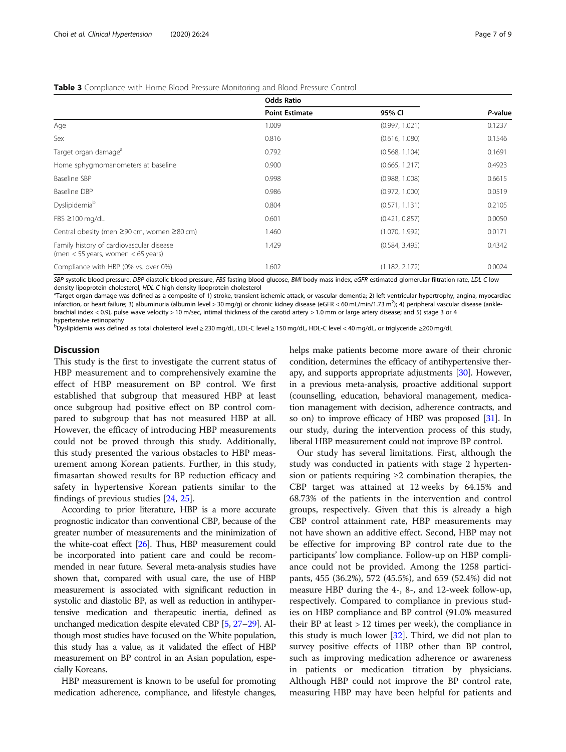**Table 3** Compliance with Home Blood Pressure Monitoring and Blood Pressure Control

| | Odds Ratio | | |
|---|---|---|---|
| | Point Estimate | 95% CI | *P*-value |
| Age | 1.009 | (0.997, 1.021) | 0.1237 |
| Sex | 0.816 | (0.616, 1.080) | 0.1546 |
| Target organ damage[a] | 0.792 | (0.568, 1.104) | 0.1691 |
| Home sphygmomanometers at baseline | 0.900 | (0.665, 1.217) | 0.4923 |
| Baseline SBP | 0.998 | (0.988, 1.008) | 0.6615 |
| Baseline DBP | 0.986 | (0.972, 1.000) | 0.0519 |
| Dyslipidemia[b] | 0.804 | (0.571, 1.131) | 0.2105 |
| FBS ≥100 mg/dL | 0.601 | (0.421, 0.857) | 0.0050 |
| Central obesity (men ≥90 cm, women ≥80 cm) | 1.460 | (1.070, 1.992) | 0.0171 |
| Family history of cardiovascular disease (men < 55 years, women < 65 years) | 1.429 | (0.584, 3.495) | 0.4342 |
| Compliance with HBP (0% vs. over 0%) | 1.602 | (1.182, 2.172) | 0.0024 |

*SBP* systolic blood pressure, *DBP* diastolic blood pressure, *FBS* fasting blood glucose, *BMI* body mass index, *eGFR* estimated glomerular filtration rate, *LDL-C* low-density lipoprotein cholesterol, *HDL-C* high-density lipoprotein cholesterol

[a]Target organ damage was defined as a composite of 1) stroke, transient ischemic attack, or vascular dementia; 2) left ventricular hypertrophy, angina, myocardiac infarction, or heart failure; 3) albuminuria (albumin level > 30 mg/g) or chronic kidney disease (eGFR < 60 mL/min/1.73 m$^2$); 4) peripheral vascular disease (ankle-brachial index < 0.9), pulse wave velocity > 10 m/sec, intimal thickness of the carotid artery > 1.0 mm or large artery disease; and 5) stage 3 or 4 hypertensive retinopathy

[b]Dyslipidemia was defined as total cholesterol level ≥ 230 mg/dL, LDL-C level ≥ 150 mg/dL, HDL-C level < 40 mg/dL, or triglyceride ≥200 mg/dL

## Discussion

This study is the first to investigate the current status of HBP measurement and to comprehensively examine the effect of HBP measurement on BP control. We first established that subgroup that measured HBP at least once subgroup had positive effect on BP control compared to subgroup that has not measured HBP at all. However, the efficacy of introducing HBP measurements could not be proved through this study. Additionally, this study presented the various obstacles to HBP measurement among Korean patients. Further, in this study, fimasartan showed results for BP reduction efficacy and safety in hypertensive Korean patients similar to the findings of previous studies [24, 25].

According to prior literature, HBP is a more accurate prognostic indicator than conventional CBP, because of the greater number of measurements and the minimization of the white-coat effect [26]. Thus, HBP measurement could be incorporated into patient care and could be recommended in near future. Several meta-analysis studies have shown that, compared with usual care, the use of HBP measurement is associated with significant reduction in systolic and diastolic BP, as well as reduction in antihypertensive medication and therapeutic inertia, defined as unchanged medication despite elevated CBP [5, 27–29]. Although most studies have focused on the White population, this study has a value, as it validated the effect of HBP measurement on BP control in an Asian population, especially Koreans.

HBP measurement is known to be useful for promoting medication adherence, compliance, and lifestyle changes, helps make patients become more aware of their chronic condition, determines the efficacy of antihypertensive therapy, and supports appropriate adjustments [30]. However, in a previous meta-analysis, proactive additional support (counselling, education, behavioral management, medication management with decision, adherence contracts, and so on) to improve efficacy of HBP was proposed [31]. In our study, during the intervention process of this study, liberal HBP measurement could not improve BP control.

Our study has several limitations. First, although the study was conducted in patients with stage 2 hypertension or patients requiring ≥2 combination therapies, the CBP target was attained at 12 weeks by 64.15% and 68.73% of the patients in the intervention and control groups, respectively. Given that this is already a high CBP control attainment rate, HBP measurements may not have shown an additive effect. Second, HBP may not be effective for improving BP control rate due to the participants' low compliance. Follow-up on HBP compliance could not be provided. Among the 1258 participants, 455 (36.2%), 572 (45.5%), and 659 (52.4%) did not measure HBP during the 4-, 8-, and 12-week follow-up, respectively. Compared to compliance in previous studies on HBP compliance and BP control (91.0% measured their BP at least > 12 times per week), the compliance in this study is much lower [32]. Third, we did not plan to survey positive effects of HBP other than BP control, such as improving medication adherence or awareness in patients or medication titration by physicians. Although HBP could not improve the BP control rate, measuring HBP may have been helpful for patients and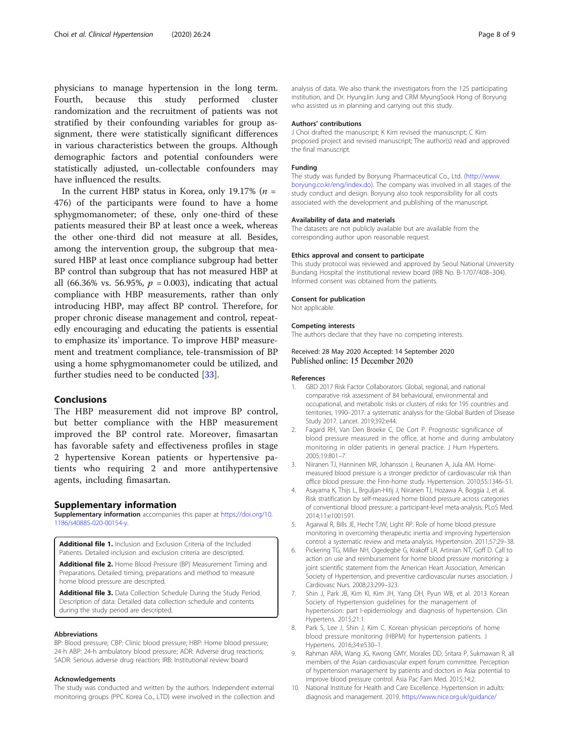physicians to manage hypertension in the long term. Fourth, because this study performed cluster randomization and the recruitment of patients was not stratified by their confounding variables for group assignment, there were statistically significant differences in various characteristics between the groups. Although demographic factors and potential confounders were statistically adjusted, un-collectable confounders may have influenced the results.

In the current HBP status in Korea, only 19.17% ($n$ = 476) of the participants were found to have a home sphygmomanometer; of these, only one-third of these patients measured their BP at least once a week, whereas the other one-third did not measure at all. Besides, among the intervention group, the subgroup that measured HBP at least once compliance subgroup had better BP control than subgroup that has not measured HBP at all (66.36% vs. 56.95%, $p$ = 0.003), indicating that actual compliance with HBP measurements, rather than only introducing HBP, may affect BP control. Therefore, for proper chronic disease management and control, repeatedly encouraging and educating the patients is essential to emphasize its' importance. To improve HBP measurement and treatment compliance, tele-transmission of BP using a home sphygmomanometer could be utilized, and further studies need to be conducted [33].

## Conclusions

The HBP measurement did not improve BP control, but better compliance with the HBP measurement improved the BP control rate. Moreover, fimasartan has favorable safety and effectiveness profiles in stage 2 hypertensive Korean patients or hypertensive patients who requiring 2 and more antihypertensive agents, including fimasartan.

## Supplementary information

**Supplementary information** accompanies this paper at https://doi.org/10.1186/s40885-020-00154-y.

**Additional file 1.** Inclusion and Exclusion Criteria of the Included Patients. Detailed inclusion and exclusion criteria are descripted.

**Additional file 2.** Home Blood Pressure (BP) Measurement Timing and Preparations. Detailed timing, preparations and method to measure home blood pressure are descripted.

**Additional file 3.** Data Collection Schedule During the Study Period. Description of data: Detailed data collection schedule and contents during the study period are descripted.

#### Abbreviations

BP: Blood pressure; CBP: Clinic blood pressure; HBP: Home blood pressure; 24-h ABP: 24-h ambulatory blood pressure; ADR: Adverse drug reactions; SADR: Serious adverse drug reaction; IRB: Institutional review board

#### Acknowledgements

The study was conducted and written by the authors. Independent external monitoring groups (PPC Korea Co., LTD) were involved in the collection and analysis of data. We also thank the investigators from the 125 participating institution, and Dr. HyungJin Jung and CRM MyungSook Hong of Boryung who assisted us in planning and carrying out this study.

#### Authors' contributions

J Choi drafted the manuscript; K Kim revised the manuscript; C Kim proposed project and revised manuscript; The author(s) read and approved the final manuscript.

#### Funding

The study was funded by Boryung Pharmaceutical Co., Ltd. (http://www.boryung.co.kr/eng/index.do). The company was involved in all stages of the study conduct and design. Boryung also took responsibility for all costs associated with the development and publishing of the manuscript.

#### Availability of data and materials

The datasets are not publicly available but are available from the corresponding author upon reasonable request.

#### Ethics approval and consent to participate

This study protocol was reviewed and approved by Seoul National University Bundang Hospital the institutional review board (IRB No. B-1707/408–304). Informed consent was obtained from the patients.

#### Consent for publication

Not applicable.

#### Competing interests

The authors declare that they have no competing interests.

Received: 28 May 2020 Accepted: 14 September 2020
Published online: 15 December 2020

#### References

1. GBD 2017 Risk Factor Collaborators. Global, regional, and national comparative risk assessment of 84 behavioural, environmental and occupational, and metabolic risks or clusters of risks for 195 countries and territories, 1990–2017: a systematic analysis for the Global Burden of Disease Study 2017. Lancet. 2019;392:e44.
2. Fagard RH, Van Den Broeke C, De Cort P. Prognostic significance of blood pressure measured in the office, at home and during ambulatory monitoring in older patients in general practice. J Hum Hypertens. 2005;19:801–7.
3. Niiranen TJ, Hanninen MR, Johansson J, Reunanen A, Jula AM. Home-measured blood pressure is a stronger predictor of cardiovascular risk than office blood pressure: the Finn-home study. Hypertension. 2010;55:1346–51.
4. Asayama K, Thijs L, Brguljan-Hitij J, Niiranen TJ, Hozawa A, Boggia J, et al. Risk stratification by self-measured home blood pressure across categories of conventional blood pressure: a participant-level meta-analysis. PLoS Med. 2014;11:e1001591.
5. Agarwal R, Bills JE, Hecht TJW, Light RP. Role of home blood pressure monitoring in overcoming therapeutic inertia and improving hypertension control: a systematic review and meta-analysis. Hypertension. 2011;57:29–38.
6. Pickering TG, Miller NH, Ogedegbe G, Krakoff LR, Artinian NT, Goff D. Call to action on use and reimbursement for home blood pressure monitoring: a joint scientific statement from the American Heart Association, American Society of Hypertension, and preventive cardiovascular nurses association. J Cardiovasc Nurs. 2008;23:299–323.
7. Shin J, Park JB, Kim KI, Kim JH, Yang DH, Pyun WB, et al. 2013 Korean Society of Hypertension guidelines for the management of hypertension: part I-epidemiology and diagnosis of hypertension. Clin Hypertens. 2015;21:1.
8. Park S, Lee J, Shin J, Kim C. Korean physician perceptions of home blood pressure monitoring (HBPM) for hypertension patients. J Hypertens. 2016;34:e530–1.
9. Rahman ARA, Wang JG, Kwong GMY, Morales DD, Sritara P, Sukmawan R, all members of the Asian cardiovascular expert forum committee. Perception of hypertension management by patients and doctors in Asia: potential to improve blood pressure control. Asia Pac Fam Med. 2015;14:2.
10. National Institute for Health and Care Excellence. Hypertension in adults: diagnosis and management. 2019. https://www.nice.org.uk/guidance/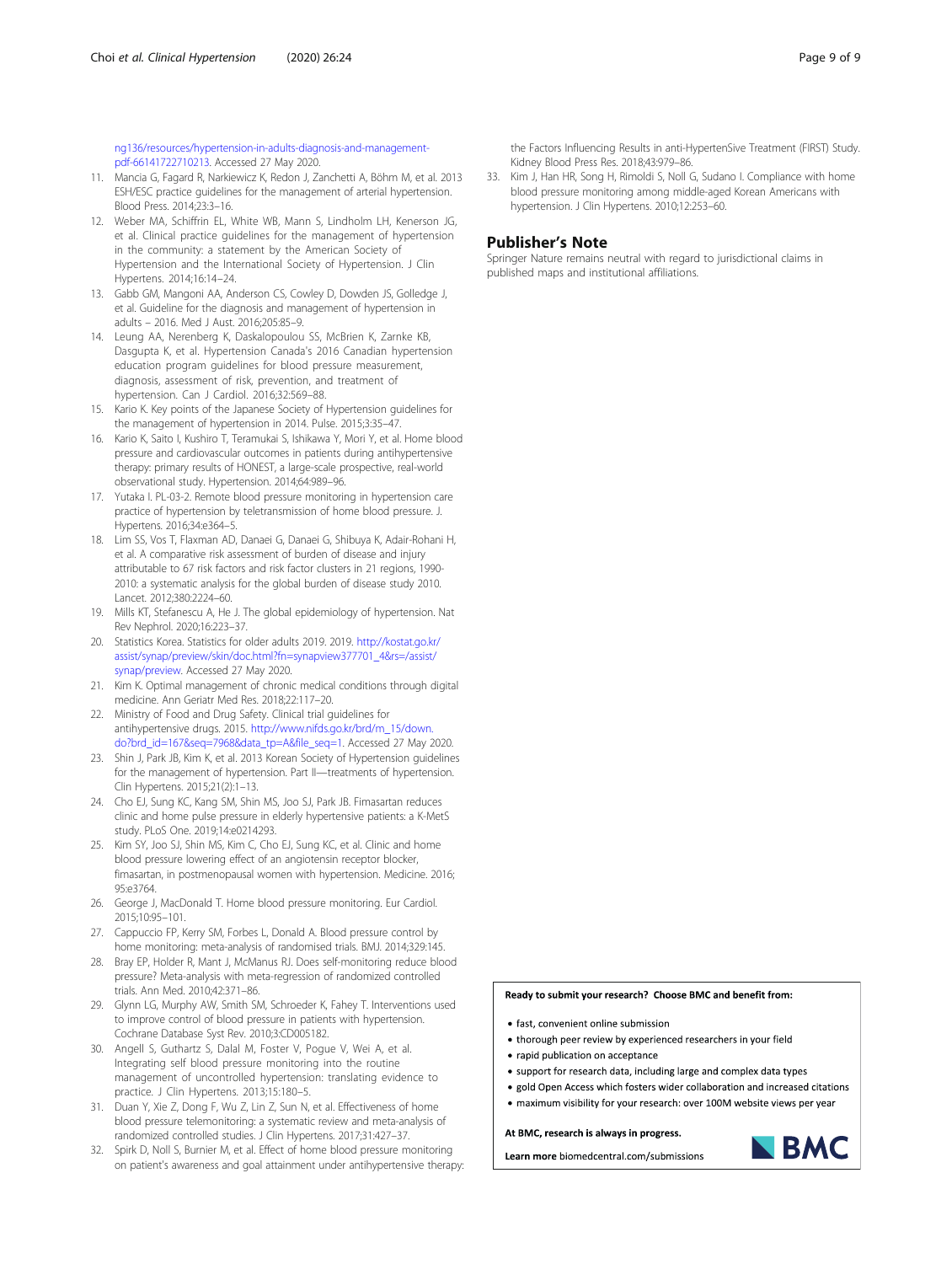ng136/resources/hypertension-in-adults-diagnosis-and-management-pdf-66141722710213. Accessed 27 May 2020.

11. Mancia G, Fagard R, Narkiewicz K, Redon J, Zanchetti A, Böhm M, et al. 2013 ESH/ESC practice guidelines for the management of arterial hypertension. Blood Press. 2014;23:3–16.
12. Weber MA, Schiffrin EL, White WB, Mann S, Lindholm LH, Kenerson JG, et al. Clinical practice guidelines for the management of hypertension in the community: a statement by the American Society of Hypertension and the International Society of Hypertension. J Clin Hypertens. 2014;16:14–24.
13. Gabb GM, Mangoni AA, Anderson CS, Cowley D, Dowden JS, Golledge J, et al. Guideline for the diagnosis and management of hypertension in adults – 2016. Med J Aust. 2016;205:85–9.
14. Leung AA, Nerenberg K, Daskalopoulou SS, McBrien K, Zarnke KB, Dasgupta K, et al. Hypertension Canada's 2016 Canadian hypertension education program guidelines for blood pressure measurement, diagnosis, assessment of risk, prevention, and treatment of hypertension. Can J Cardiol. 2016;32:569–88.
15. Kario K. Key points of the Japanese Society of Hypertension guidelines for the management of hypertension in 2014. Pulse. 2015;3:35–47.
16. Kario K, Saito I, Kushiro T, Teramukai S, Ishikawa Y, Mori Y, et al. Home blood pressure and cardiovascular outcomes in patients during antihypertensive therapy: primary results of HONEST, a large-scale prospective, real-world observational study. Hypertension. 2014;64:989–96.
17. Yutaka I. PL-03-2. Remote blood pressure monitoring in hypertension care practice of hypertension by teletransmission of home blood pressure. J. Hypertens. 2016;34:e364–5.
18. Lim SS, Vos T, Flaxman AD, Danaei G, Danaei G, Shibuya K, Adair-Rohani H, et al. A comparative risk assessment of burden of disease and injury attributable to 67 risk factors and risk factor clusters in 21 regions, 1990-2010: a systematic analysis for the global burden of disease study 2010. Lancet. 2012;380:2224–60.
19. Mills KT, Stefanescu A, He J. The global epidemiology of hypertension. Nat Rev Nephrol. 2020;16:223–37.
20. Statistics Korea. Statistics for older adults 2019. 2019. http://kostat.go.kr/assist/synap/preview/skin/doc.html?fn=synapview377701_4&rs=/assist/synap/preview. Accessed 27 May 2020.
21. Kim K. Optimal management of chronic medical conditions through digital medicine. Ann Geriatr Med Res. 2018;22:117–20.
22. Ministry of Food and Drug Safety. Clinical trial guidelines for antihypertensive drugs. 2015. http://www.nifds.go.kr/brd/m_15/down.do?brd_id=167&seq=7968&data_tp=A&file_seq=1. Accessed 27 May 2020.
23. Shin J, Park JB, Kim K, et al. 2013 Korean Society of Hypertension guidelines for the management of hypertension. Part II—treatments of hypertension. Clin Hypertens. 2015;21(2):1–13.
24. Cho EJ, Sung KC, Kang SM, Shin MS, Joo SJ, Park JB. Fimasartan reduces clinic and home pulse pressure in elderly hypertensive patients: a K-MetS study. PLoS One. 2019;14:e0214293.
25. Kim SY, Joo SJ, Shin MS, Kim C, Cho EJ, Sung KC, et al. Clinic and home blood pressure lowering effect of an angiotensin receptor blocker, fimasartan, in postmenopausal women with hypertension. Medicine. 2016;95:e3764.
26. George J, MacDonald T. Home blood pressure monitoring. Eur Cardiol. 2015;10:95–101.
27. Cappuccio FP, Kerry SM, Forbes L, Donald A. Blood pressure control by home monitoring: meta-analysis of randomised trials. BMJ. 2014;329:145.
28. Bray EP, Holder R, Mant J, McManus RJ. Does self-monitoring reduce blood pressure? Meta-analysis with meta-regression of randomized controlled trials. Ann Med. 2010;42:371–86.
29. Glynn LG, Murphy AW, Smith SM, Schroeder K, Fahey T. Interventions used to improve control of blood pressure in patients with hypertension. Cochrane Database Syst Rev. 2010;3:CD005182.
30. Angell S, Guthartz S, Dalal M, Foster V, Pogue V, Wei A, et al. Integrating self blood pressure monitoring into the routine management of uncontrolled hypertension: translating evidence to practice. J Clin Hypertens. 2013;15:180–5.
31. Duan Y, Xie Z, Dong F, Wu Z, Lin Z, Sun N, et al. Effectiveness of home blood pressure telemonitoring: a systematic review and meta-analysis of randomized controlled studies. J Clin Hypertens. 2017;31:427–37.
32. Spirk D, Noll S, Burnier M, et al. Effect of home blood pressure monitoring on patient's awareness and goal attainment under antihypertensive therapy: the Factors Influencing Results in anti-HypertenSive Treatment (FIRST) Study. Kidney Blood Press Res. 2018;43:979–86.
33. Kim J, Han HR, Song H, Rimoldi S, Noll G, Sudano I. Compliance with home blood pressure monitoring among middle-aged Korean Americans with hypertension. J Clin Hypertens. 2010;12:253–60.

## Publisher's Note

Springer Nature remains neutral with regard to jurisdictional claims in published maps and institutional affiliations.

**Ready to submit your research? Choose BMC and benefit from:**

- fast, convenient online submission
- thorough peer review by experienced researchers in your field
- rapid publication on acceptance
- support for research data, including large and complex data types
- gold Open Access which fosters wider collaboration and increased citations
- maximum visibility for your research: over 100M website views per year

**At BMC, research is always in progress.**

**Learn more** biomedcentral.com/submissions

BMC